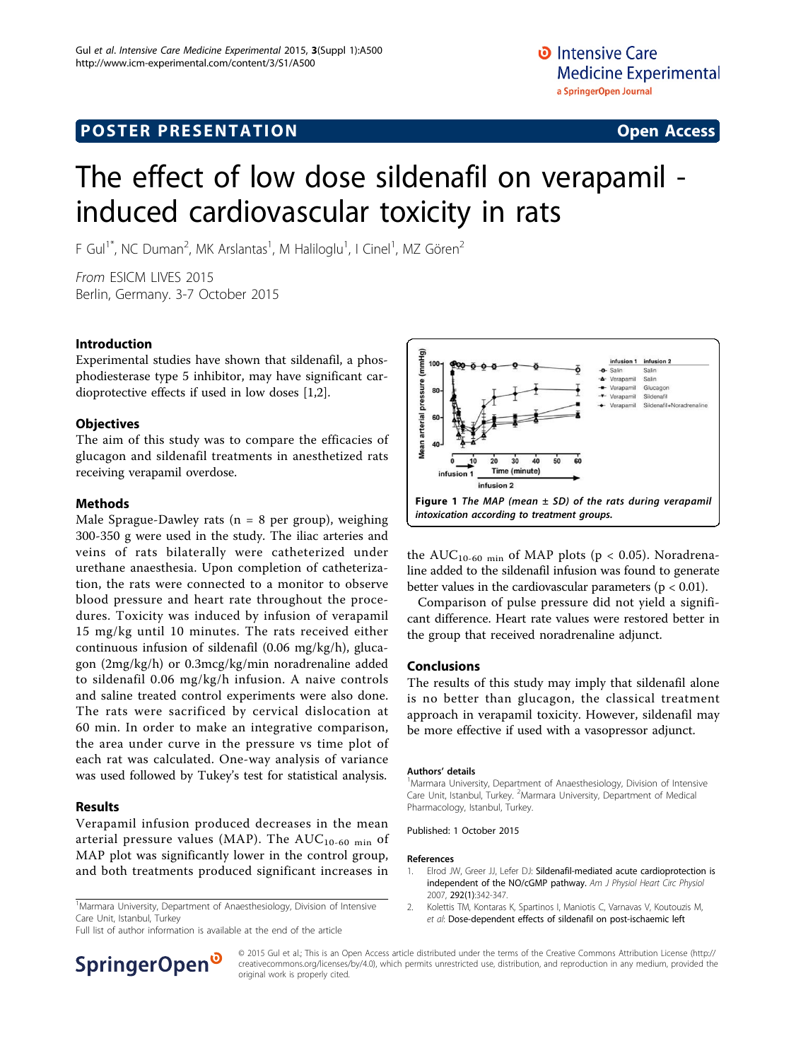POSTER PRESENTATION | Open Access

# The effect of low dose sildenafil on verapamil - induced cardiovascular toxicity in rats

F Gul[1*], NC Duman[2], MK Arslantas[1], M Haliloglu[1], I Cinel[1], MZ Gören[2]

*From* ESICM LIVES 2015
Berlin, Germany. 3-7 October 2015

## Introduction

Experimental studies have shown that sildenafil, a phosphodiesterase type 5 inhibitor, may have significant cardioprotective effects if used in low doses [1,2].

## Objectives

The aim of this study was to compare the efficacies of glucagon and sildenafil treatments in anesthetized rats receiving verapamil overdose.

## Methods

Male Sprague-Dawley rats (n = 8 per group), weighing 300-350 g were used in the study. The iliac arteries and veins of rats bilaterally were catheterized under urethane anaesthesia. Upon completion of catheterization, the rats were connected to a monitor to observe blood pressure and heart rate throughout the procedures. Toxicity was induced by infusion of verapamil 15 mg/kg until 10 minutes. The rats received either continuous infusion of sildenafil (0.06 mg/kg/h), glucagon (2mg/kg/h) or 0.3mcg/kg/min noradrenaline added to sildenafil 0.06 mg/kg/h infusion. A naive controls and saline treated control experiments were also done. The rats were sacrificed by cervical dislocation at 60 min. In order to make an integrative comparison, the area under curve in the pressure vs time plot of each rat was calculated. One-way analysis of variance was used followed by Tukey's test for statistical analysis.

## Results

Verapamil infusion produced decreases in the mean arterial pressure values (MAP). The $AUC_{10-60\ min}$ of MAP plot was significantly lower in the control group, and both treatments produced significant increases in the $AUC_{10-60\ min}$ of MAP plots ($p < 0.05$). Noradrenaline added to the sildenafil infusion was found to generate better values in the cardiovascular parameters ($p < 0.01$).

Comparison of pulse pressure did not yield a significant difference. Heart rate values were restored better in the group that received noradrenaline adjunct.

**Figure 1** *The MAP (mean ± SD) of the rats during verapamil intoxication according to treatment groups.*

## Conclusions

The results of this study may imply that sildenafil alone is no better than glucagon, the classical treatment approach in verapamil toxicity. However, sildenafil may be more effective if used with a vasopressor adjunct.

### Authors' details

[1]Marmara University, Department of Anaesthesiology, Division of Intensive Care Unit, Istanbul, Turkey. [2]Marmara University, Department of Medical Pharmacology, Istanbul, Turkey.

Published: 1 October 2015

### References

1. Elrod JW, Greer JJ, Lefer DJ: **Sildenafil-mediated acute cardioprotection is independent of the NO/cGMP pathway.** *Am J Physiol Heart Circ Physiol* 2007, **292(1)**:342-347.
2. Kolettis TM, Kontaras K, Spartinos I, Maniotis C, Varnavas V, Koutouzis M, *et al*: **Dose-dependent effects of sildenafil on post-ischaemic left**

[1]Marmara University, Department of Anaesthesiology, Division of Intensive Care Unit, Istanbul, Turkey
Full list of author information is available at the end of the article

© 2015 Gul et al.; This is an Open Access article distributed under the terms of the Creative Commons Attribution License (http://creativecommons.org/licenses/by/4.0), which permits unrestricted use, distribution, and reproduction in any medium, provided the original work is properly cited.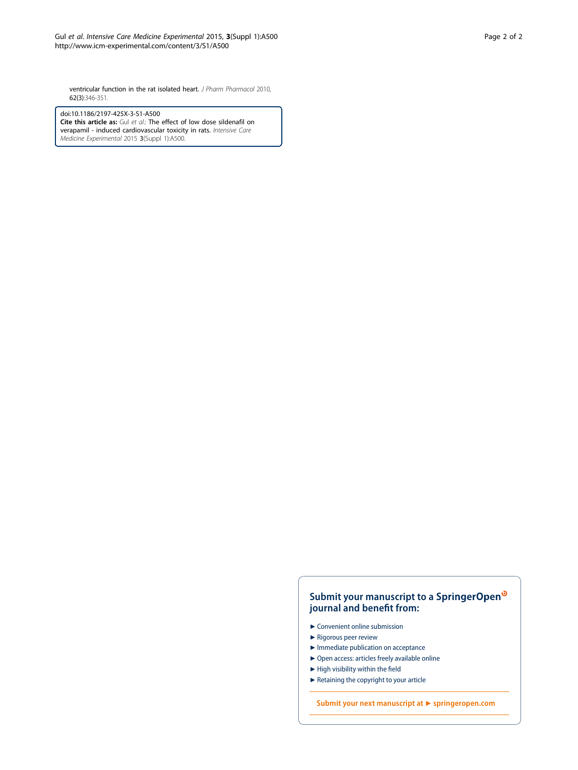ventricular function in the rat isolated heart. *J Pharm Pharmacol* 2010, **62(3)**:346-351.

doi:10.1186/2197-425X-3-S1-A500
**Cite this article as:** Gul *et al.*: The effect of low dose sildenafil on verapamil - induced cardiovascular toxicity in rats. *Intensive Care Medicine Experimental* 2015 **3**(Suppl 1):A500.

**Submit your manuscript to a SpringerOpen journal and benefit from:**

- ► Convenient online submission
- ► Rigorous peer review
- ► Immediate publication on acceptance
- ► Open access: articles freely available online
- ► High visibility within the field
- ► Retaining the copyright to your article

**Submit your next manuscript at ► springeropen.com**